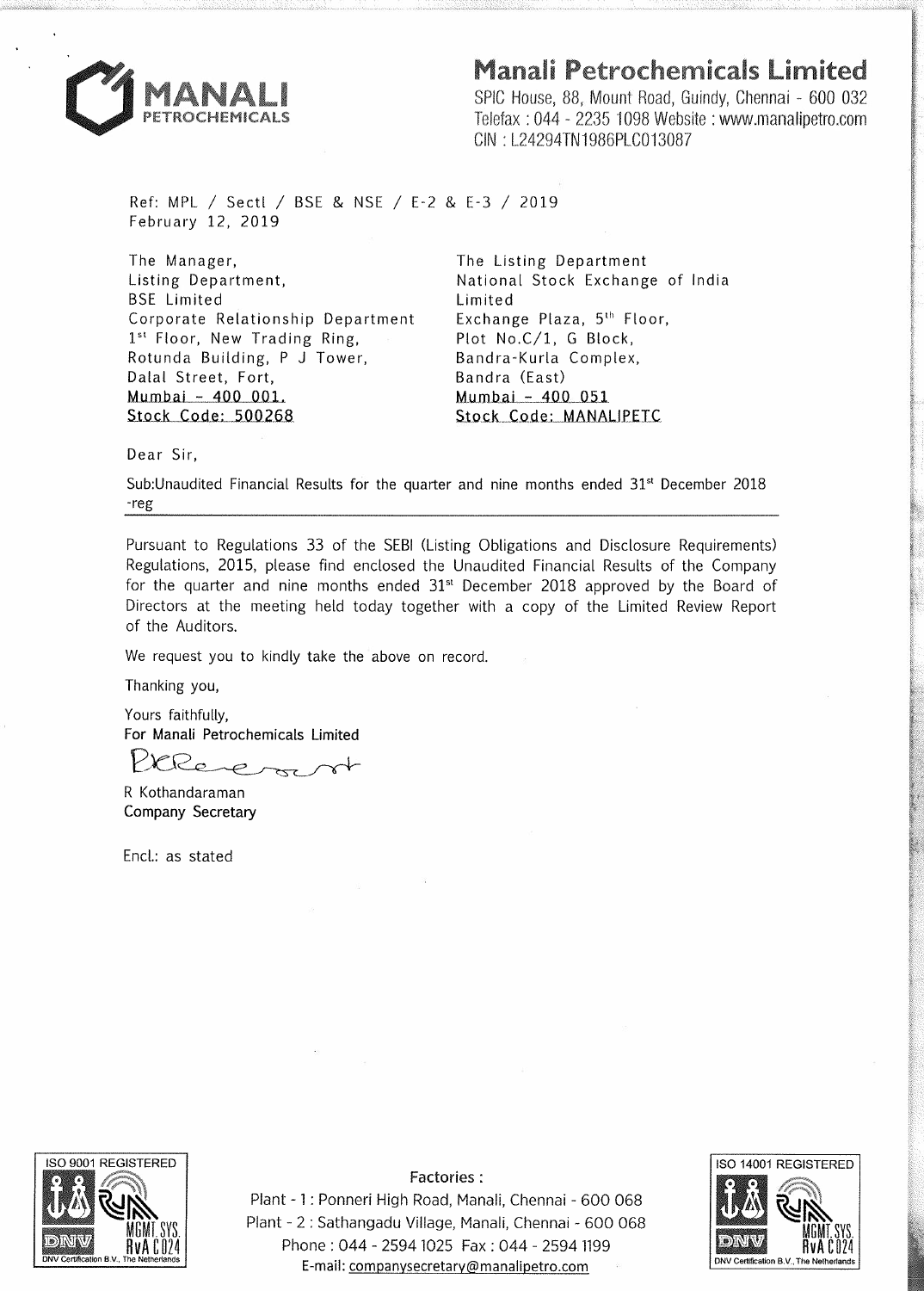# Manali Petrochemicals Limited

SPIC House, 88, Mount Road, Guindy, Chennai - 600 032
Telefax : 044 - 2235 1098 Website : www.manalipetro.com
CIN : L24294TN1986PLC013087

Ref: MPL / Sectl / BSE & NSE / E-2 & E-3 / 2019
February 12, 2019

The Manager,
Listing Department,
BSE Limited
Corporate Relationship Department
1st Floor, New Trading Ring,
Rotunda Building, P J Tower,
Dalal Street, Fort,
Mumbai - 400 001.
Stock Code: 500268

The Listing Department
National Stock Exchange of India Limited
Exchange Plaza, 5th Floor,
Plot No.C/1, G Block,
Bandra-Kurla Complex,
Bandra (East)
Mumbai - 400 051
Stock Code: MANALIPETC

Dear Sir,

Sub:Unaudited Financial Results for the quarter and nine months ended 31st December 2018 -reg

Pursuant to Regulations 33 of the SEBI (Listing Obligations and Disclosure Requirements) Regulations, 2015, please find enclosed the Unaudited Financial Results of the Company for the quarter and nine months ended 31st December 2018 approved by the Board of Directors at the meeting held today together with a copy of the Limited Review Report of the Auditors.

We request you to kindly take the above on record.

Thanking you,

Yours faithfully,
For Manali Petrochemicals Limited

R Kothandaraman
Company Secretary

Encl.: as stated

Factories :
Plant - 1 : Ponneri High Road, Manali, Chennai - 600 068
Plant - 2 : Sathangadu Village, Manali, Chennai - 600 068
Phone : 044 - 2594 1025 Fax : 044 - 2594 1199
E-mail: companysecretary@manalipetro.com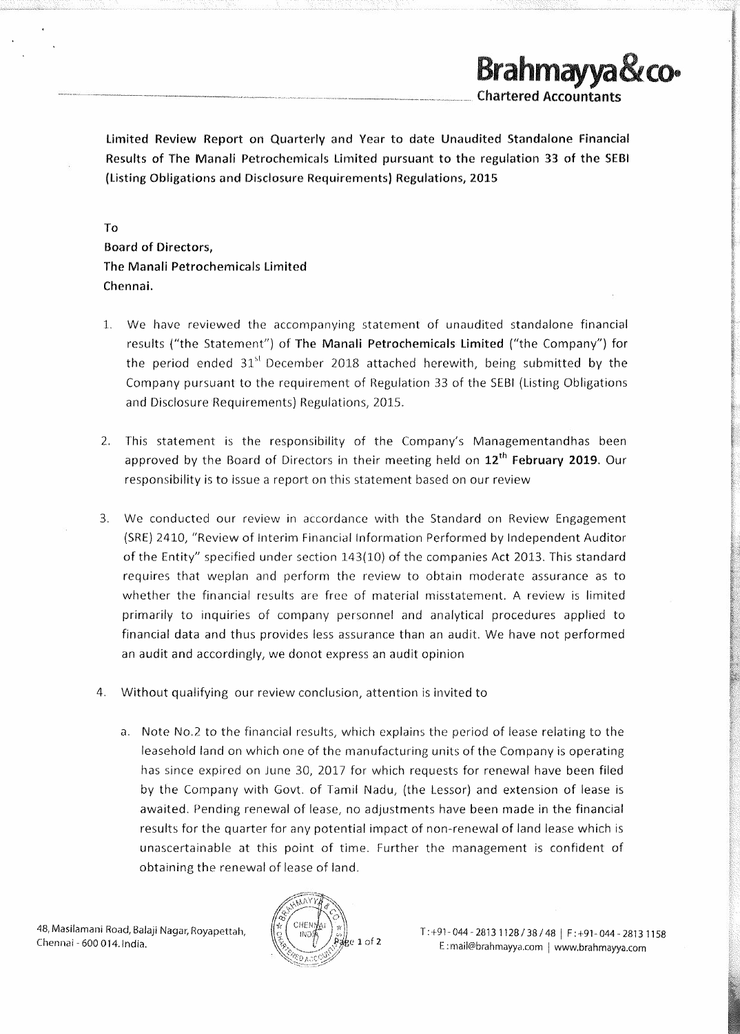**Brahmayya&co.**
**Chartered Accountants**

**Limited Review Report on Quarterly and Year to date Unaudited Standalone Financial Results of The Manali Petrochemicals Limited pursuant to the regulation 33 of the SEBI (Listing Obligations and Disclosure Requirements) Regulations, 2015**

**To**
**Board of Directors,**
**The Manali Petrochemicals Limited**
**Chennai.**

1. We have reviewed the accompanying statement of unaudited standalone financial results ("the Statement") of **The Manali Petrochemicals Limited** ("the Company") for the period ended 31st December 2018 attached herewith, being submitted by the Company pursuant to the requirement of Regulation 33 of the SEBI (Listing Obligations and Disclosure Requirements) Regulations, 2015.

2. This statement is the responsibility of the Company's Managementandhas been approved by the Board of Directors in their meeting held on **12th February 2019**. Our responsibility is to issue a report on this statement based on our review

3. We conducted our review in accordance with the Standard on Review Engagement (SRE) 2410, "Review of Interim Financial Information Performed by Independent Auditor of the Entity" specified under section 143(10) of the companies Act 2013. This standard requires that weplan and perform the review to obtain moderate assurance as to whether the financial results are free of material misstatement. A review is limited primarily to inquiries of company personnel and analytical procedures applied to financial data and thus provides less assurance than an audit. We have not performed an audit and accordingly, we donot express an audit opinion

4. Without qualifying our review conclusion, attention is invited to

   a. Note No.2 to the financial results, which explains the period of lease relating to the leasehold land on which one of the manufacturing units of the Company is operating has since expired on June 30, 2017 for which requests for renewal have been filed by the Company with Govt. of Tamil Nadu, (the Lessor) and extension of lease is awaited. Pending renewal of lease, no adjustments have been made in the financial results for the quarter for any potential impact of non-renewal of land lease which is unascertainable at this point of time. Further the management is confident of obtaining the renewal of lease of land.

48, Masilamani Road, Balaji Nagar, Royapettah, Chennai - 600 014. India.

T:+91-044-2813 1128 / 38 / 48 | F:+91-044-2813 1158
E:mail@brahmayya.com | www.brahmayya.com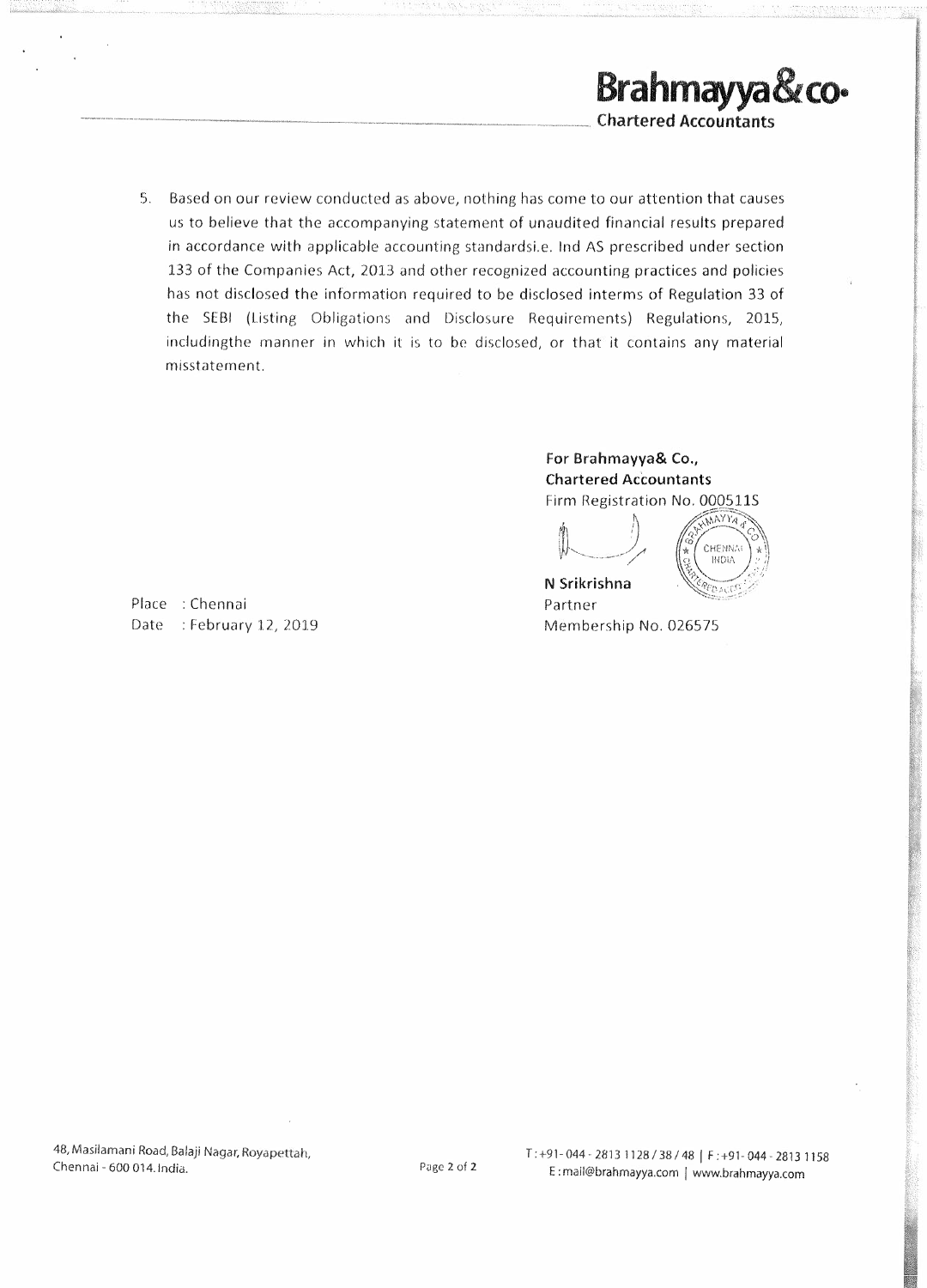5. Based on our review conducted as above, nothing has come to our attention that causes us to believe that the accompanying statement of unaudited financial results prepared in accordance with applicable accounting standardsi.e. Ind AS prescribed under section 133 of the Companies Act, 2013 and other recognized accounting practices and policies has not disclosed the information required to be disclosed interms of Regulation 33 of the SEBI (Listing Obligations and Disclosure Requirements) Regulations, 2015, includingthe manner in which it is to be disclosed, or that it contains any material misstatement.

**For Brahmayya& Co.,**
**Chartered Accountants**
Firm Registration No. 000511S

**N Srikrishna**
Partner
Membership No. 026575

Place : Chennai
Date : February 12, 2019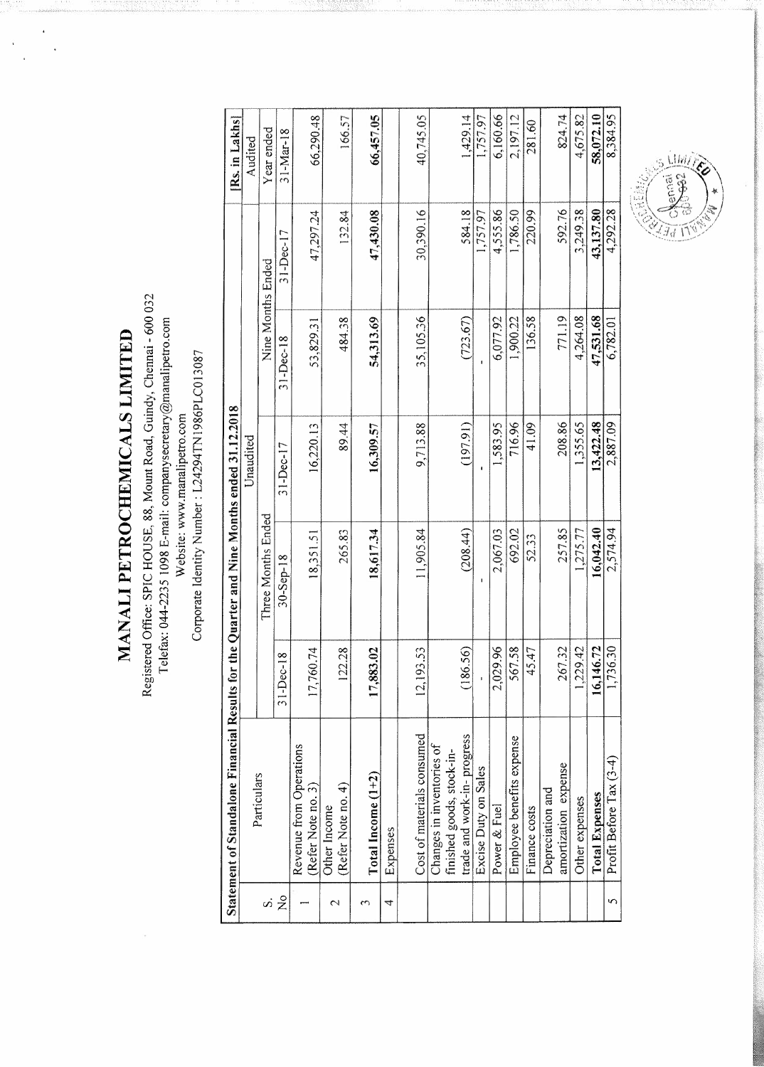# MANALI PETROCHEMICALS LIMITED

Registered Office: SPIC HOUSE, 88, Mount Road, Guindy, Chennai - 600 032
Telefax: 044-2235 1098 E-mail: companysecretary@manalipetro.com
Website: www.manalipetro.com
Corporate Identity Number : L24294TN1986PLC013087

**Statement of Standalone Financial Results for the Quarter and Nine Months ended 31.12.2018**

[Rs. in Lakhs]

| S. No | Particulars | Unaudited | | | | | Audited |
|---|---|---|---|---|---|---|---|
| | | Three Months Ended | | | Nine Months Ended | | Year ended |
| | | 31-Dec-18 | 30-Sep-18 | 31-Dec-17 | 31-Dec-18 | 31-Dec-17 | 31-Mar-18 |
| 1 | Revenue from Operations (Refer Note no. 3) | 17,760.74 | 18,351.51 | 16,220.13 | 53,829.31 | 47,297.24 | 66,290.48 |
| 2 | Other Income (Refer Note no. 4) | 122.28 | 265.83 | 89.44 | 484.38 | 132.84 | 166.57 |
| 3 | **Total Income (1+2)** | **17,883.02** | **18,617.34** | **16,309.57** | **54,313.69** | **47,430.08** | **66,457.05** |
| 4 | Expenses | | | | | | |
| | Cost of materials consumed | 12,193.53 | 11,905.84 | 9,713.88 | 35,105.36 | 30,390.16 | 40,745.05 |
| | Changes in inventories of finished goods, stock-in-trade and work-in- progress | (186.56) | (208.44) | (197.91) | (723.67) | 584.18 | 1,429.14 |
| | Excise Duty on Sales | - | - | - | - | 1,757.97 | 1,757.97 |
| | Power & Fuel | 2,029.96 | 2,067.03 | 1,583.95 | 6,077.92 | 4,555.86 | 6,160.66 |
| | Employee benefits expense | 567.58 | 692.02 | 716.96 | 1,900.22 | 1,786.50 | 2,197.12 |
| | Finance costs | 45.47 | 52.33 | 41.09 | 136.58 | 220.99 | 281.60 |
| | Depreciation and amortization expense | 267.32 | 257.85 | 208.86 | 771.19 | 592.76 | 824.74 |
| | Other expenses | 1,229.42 | 1,275.77 | 1,355.65 | 4,264.08 | 3,249.38 | 4,675.82 |
| | **Total Expenses** | **16,146.72** | **16,042.40** | **13,422.48** | **47,531.68** | **43,137.80** | **58,072.10** |
| 5 | Profit Before Tax (3-4) | 1,736.30 | 2,574.94 | 2,887.09 | 6,782.01 | 4,292.28 | 8,384.95 |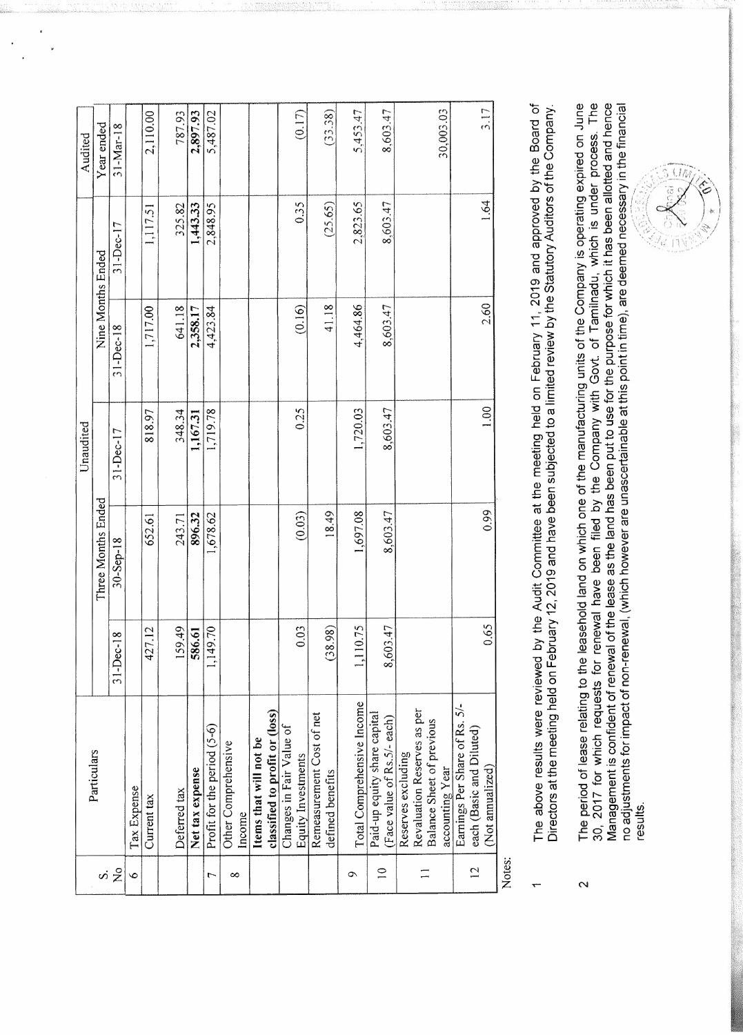| S. No | Particulars | Unaudited | | | | | Audited |
|---|---|---|---|---|---|---|---|
| | | Three Months Ended | | | Nine Months Ended | | Year ended |
| | | 31-Dec-18 | 30-Sep-18 | 31-Dec-17 | 31-Dec-18 | 31-Dec-17 | 31-Mar-18 |
| 6 | Tax Expense | | | | | | |
| | Current tax | 427.12 | 652.61 | 818.97 | 1,717.00 | 1,117.51 | 2,110.00 |
| | Deferred tax | 159.49 | 243.71 | 348.34 | 641.18 | 325.82 | 787.93 |
| | **Net tax expense** | **586.61** | **896.32** | **1,167.31** | **2,358.17** | **1,443.33** | **2,897.93** |
| 7 | Profit for the period (5-6) | 1,149.70 | 1,678.62 | 1,719.78 | 4,423.84 | 2,848.95 | 5,487.02 |
| 8 | Other Comprehensive Income | | | | | | |
| | **Items that will not be classified to profit or (loss)** | | | | | | |
| | Changes in Fair Value of Equity Investments | 0.03 | (0.03) | 0.25 | (0.16) | 0.35 | (0.17) |
| | Remeasurement Cost of net defined benefits | (38.98) | 18.49 | | 41.18 | (25.65) | (33.38) |
| 9 | Total Comprehensive Income | 1,110.75 | 1,697.08 | 1,720.03 | 4,464.86 | 2,823.65 | 5,453.47 |
| 10 | Paid-up equity share capital (Face value of Rs.5/- each) | 8,603.47 | 8,603.47 | 8,603.47 | 8,603.47 | 8,603.47 | 8,603.47 |
| 11 | Reserves excluding Revaluation Reserves as per Balance Sheet of previous accounting Year | | | | | | 30,003.03 |
| 12 | Earnings Per Share of Rs. 5/- each (Basic and Diluted) (Not annualized) | 0.65 | 0.99 | 1.00 | 2.60 | 1.64 | 3.17 |

Notes:

1. The above results were reviewed by the Audit Committee at the meeting held on February 11, 2019 and approved by the Board of Directors at the meeting held on February 12, 2019 and have been subjected to a limited review by the Statutory Auditors of the Company.

2. The period of lease relating to the leasehold land on which one of the manufacturing units of the Company is operating expired on June 30, 2017 for which requests for renewal have been filed by the Company with Govt. of Tamilnadu, which is under process. The Management is confident of renewal of the lease as the land has been put to use for the purpose for which it has been allotted and hence no adjustments for impact of non-renewal, (which however are unascertainable at this point in time), are deemed necessary in the financial results.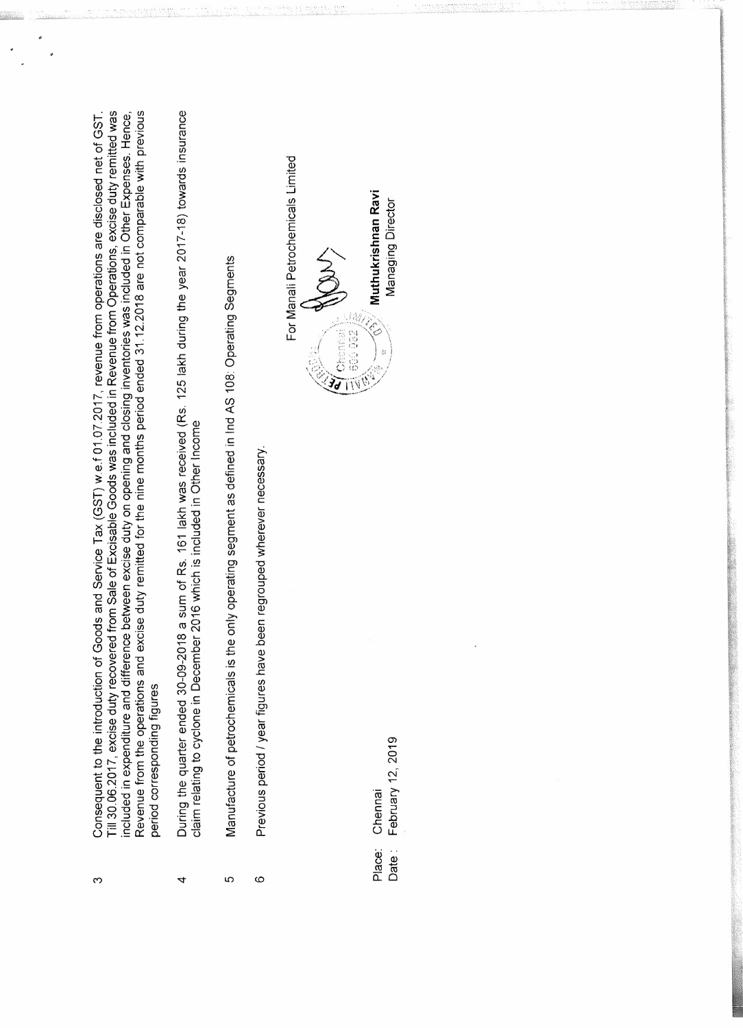3. Consequent to the introduction of Goods and Service Tax (GST) w.e.f 01.07.2017, revenue from operations are disclosed net of GST. Till 30.06.2017, excise duty recovered from Sale of Excisable Goods was included in Revenue from Operations, excise duty remitted was included in expenditure and difference between excise duty on opening and closing inventories was included in Other Expenses. Hence, Revenue from the operations and excise duty remitted for the nine months period ended 31.12.2018 are not comparable with previous period corresponding figures

4. During the quarter ended 30-09-2018 a sum of Rs. 161 lakh was received (Rs. 125 lakh during the year 2017-18) towards insurance claim relating to cyclone in December 2016 which is included in Other Income

5. Manufacture of petrochemicals is the only operating segment as defined in Ind AS 108: Operating Segments

6. Previous period / year figures have been regrouped wherever necessary.

For Manali Petrochemicals Limited

**Muthukrishnan Ravi**
Managing Director

Place: Chennai
Date : February 12, 2019